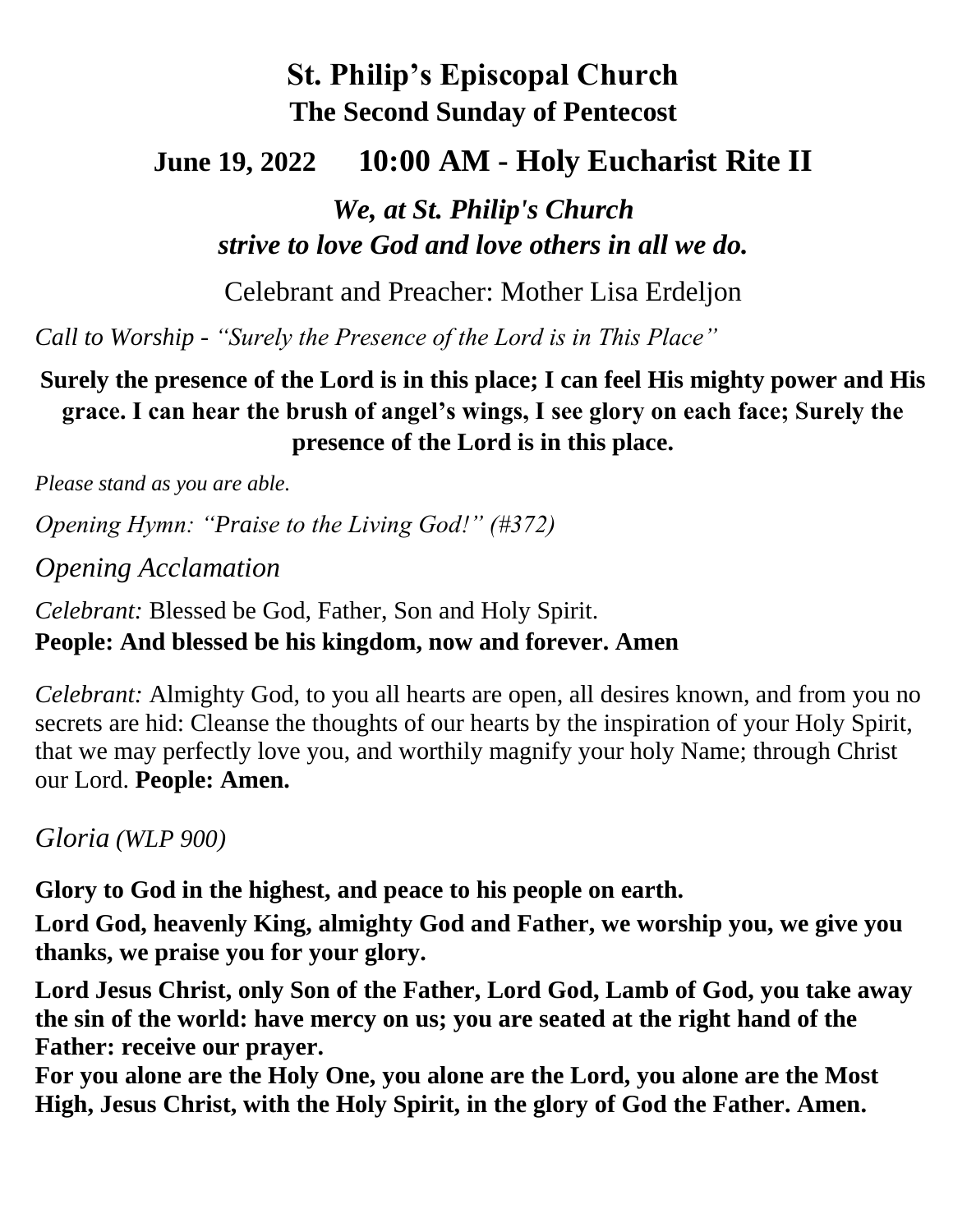# St. Philip's Episcopal Church

## The Second Sunday of Pentecost

## June 19, 2022 10:00 AM - Holy Eucharist Rite II

***We, at St. Philip's Church***
***strive to love God and love others in all we do.***

Celebrant and Preacher: Mother Lisa Erdeljon

*Call to Worship - "Surely the Presence of the Lord is in This Place"*

**Surely the presence of the Lord is in this place; I can feel His mighty power and His grace. I can hear the brush of angel's wings, I see glory on each face; Surely the presence of the Lord is in this place.**

*Please stand as you are able.*

*Opening Hymn: "Praise to the Living God!" (#372)*

*Opening Acclamation*

*Celebrant:* Blessed be God, Father, Son and Holy Spirit.
**People: And blessed be his kingdom, now and forever. Amen**

*Celebrant:* Almighty God, to you all hearts are open, all desires known, and from you no secrets are hid: Cleanse the thoughts of our hearts by the inspiration of your Holy Spirit, that we may perfectly love you, and worthily magnify your holy Name; through Christ our Lord. **People: Amen.**

*Gloria (WLP 900)*

**Glory to God in the highest, and peace to his people on earth.**

**Lord God, heavenly King, almighty God and Father, we worship you, we give you thanks, we praise you for your glory.**

**Lord Jesus Christ, only Son of the Father, Lord God, Lamb of God, you take away the sin of the world: have mercy on us; you are seated at the right hand of the Father: receive our prayer.**
**For you alone are the Holy One, you alone are the Lord, you alone are the Most High, Jesus Christ, with the Holy Spirit, in the glory of God the Father. Amen.**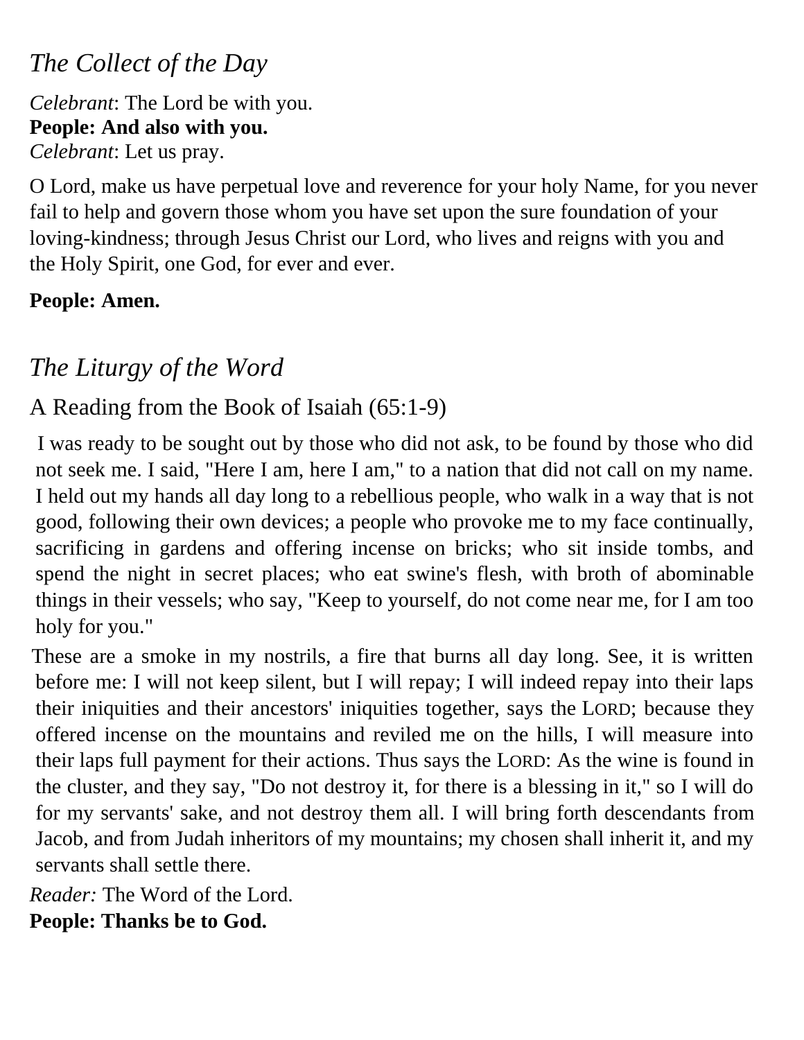## *The Collect of the Day*

*Celebrant*: The Lord be with you.
**People: And also with you.**
*Celebrant*: Let us pray.

O Lord, make us have perpetual love and reverence for your holy Name, for you never fail to help and govern those whom you have set upon the sure foundation of your loving-kindness; through Jesus Christ our Lord, who lives and reigns with you and the Holy Spirit, one God, for ever and ever.

**People: Amen.**

## *The Liturgy of the Word*

### A Reading from the Book of Isaiah (65:1-9)

I was ready to be sought out by those who did not ask, to be found by those who did not seek me. I said, "Here I am, here I am," to a nation that did not call on my name. I held out my hands all day long to a rebellious people, who walk in a way that is not good, following their own devices; a people who provoke me to my face continually, sacrificing in gardens and offering incense on bricks; who sit inside tombs, and spend the night in secret places; who eat swine's flesh, with broth of abominable things in their vessels; who say, "Keep to yourself, do not come near me, for I am too holy for you."

These are a smoke in my nostrils, a fire that burns all day long. See, it is written before me: I will not keep silent, but I will repay; I will indeed repay into their laps their iniquities and their ancestors' iniquities together, says the LORD; because they offered incense on the mountains and reviled me on the hills, I will measure into their laps full payment for their actions. Thus says the LORD: As the wine is found in the cluster, and they say, "Do not destroy it, for there is a blessing in it," so I will do for my servants' sake, and not destroy them all. I will bring forth descendants from Jacob, and from Judah inheritors of my mountains; my chosen shall inherit it, and my servants shall settle there.

*Reader:* The Word of the Lord.
**People: Thanks be to God.**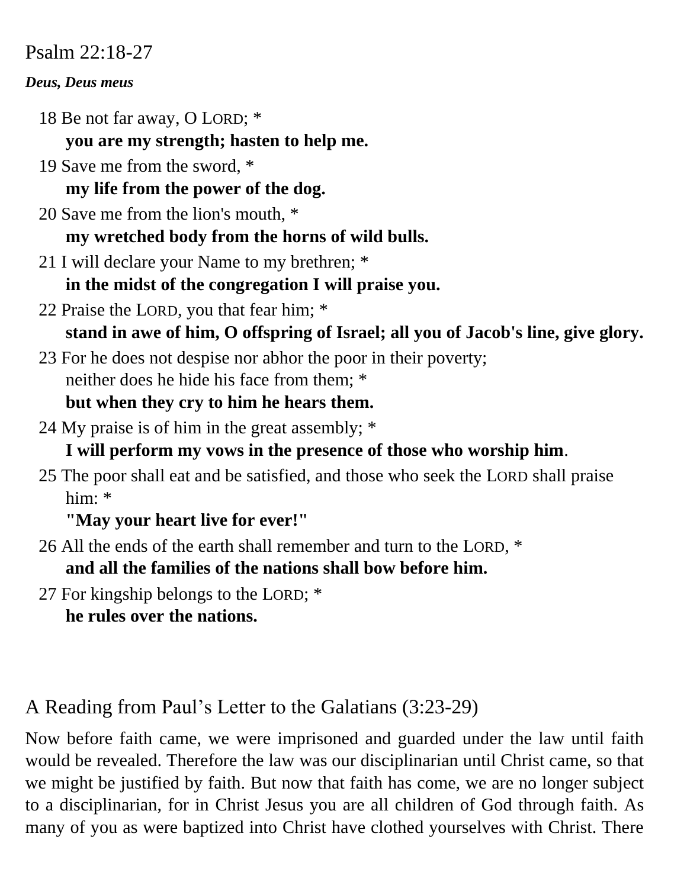## Psalm 22:18-27

***Deus, Deus meus***

18 Be not far away, O LORD; *
**you are my strength; hasten to help me.**

19 Save me from the sword, *
**my life from the power of the dog.**

20 Save me from the lion's mouth, *
**my wretched body from the horns of wild bulls.**

21 I will declare your Name to my brethren; *
**in the midst of the congregation I will praise you.**

22 Praise the LORD, you that fear him; *
**stand in awe of him, O offspring of Israel; all you of Jacob's line, give glory.**

23 For he does not despise nor abhor the poor in their poverty;
neither does he hide his face from them; *
**but when they cry to him he hears them.**

24 My praise is of him in the great assembly; *
**I will perform my vows in the presence of those who worship him**.

25 The poor shall eat and be satisfied, and those who seek the LORD shall praise him: *
**"May your heart live for ever!"**

26 All the ends of the earth shall remember and turn to the LORD, *
**and all the families of the nations shall bow before him.**

27 For kingship belongs to the LORD; *
**he rules over the nations.**

## A Reading from Paul's Letter to the Galatians (3:23-29)

Now before faith came, we were imprisoned and guarded under the law until faith would be revealed. Therefore the law was our disciplinarian until Christ came, so that we might be justified by faith. But now that faith has come, we are no longer subject to a disciplinarian, for in Christ Jesus you are all children of God through faith. As many of you as were baptized into Christ have clothed yourselves with Christ. There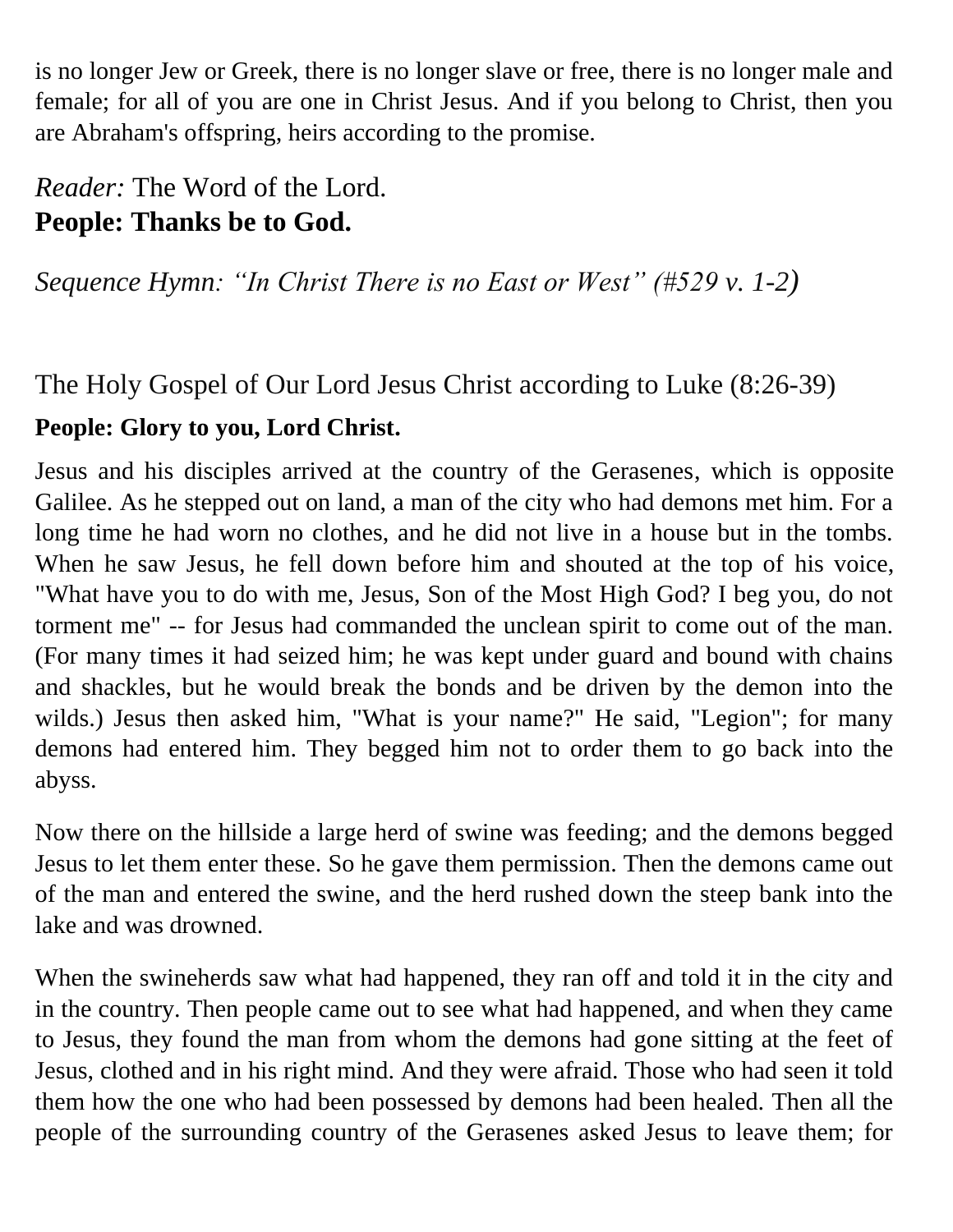is no longer Jew or Greek, there is no longer slave or free, there is no longer male and female; for all of you are one in Christ Jesus. And if you belong to Christ, then you are Abraham's offspring, heirs according to the promise.

*Reader:* The Word of the Lord.
**People: Thanks be to God.**

*Sequence Hymn: "In Christ There is no East or West" (#529 v. 1-2)*

The Holy Gospel of Our Lord Jesus Christ according to Luke (8:26-39)

**People: Glory to you, Lord Christ.**

Jesus and his disciples arrived at the country of the Gerasenes, which is opposite Galilee. As he stepped out on land, a man of the city who had demons met him. For a long time he had worn no clothes, and he did not live in a house but in the tombs. When he saw Jesus, he fell down before him and shouted at the top of his voice, "What have you to do with me, Jesus, Son of the Most High God? I beg you, do not torment me" -- for Jesus had commanded the unclean spirit to come out of the man. (For many times it had seized him; he was kept under guard and bound with chains and shackles, but he would break the bonds and be driven by the demon into the wilds.) Jesus then asked him, "What is your name?" He said, "Legion"; for many demons had entered him. They begged him not to order them to go back into the abyss.

Now there on the hillside a large herd of swine was feeding; and the demons begged Jesus to let them enter these. So he gave them permission. Then the demons came out of the man and entered the swine, and the herd rushed down the steep bank into the lake and was drowned.

When the swineherds saw what had happened, they ran off and told it in the city and in the country. Then people came out to see what had happened, and when they came to Jesus, they found the man from whom the demons had gone sitting at the feet of Jesus, clothed and in his right mind. And they were afraid. Those who had seen it told them how the one who had been possessed by demons had been healed. Then all the people of the surrounding country of the Gerasenes asked Jesus to leave them; for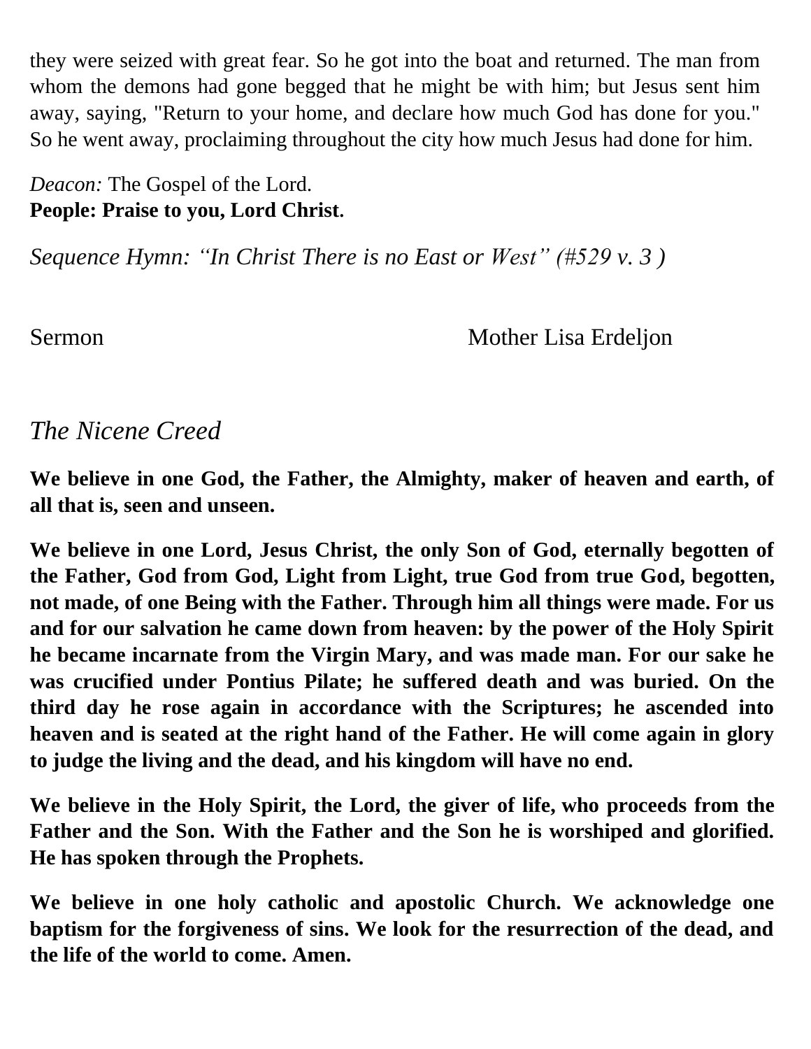they were seized with great fear. So he got into the boat and returned. The man from whom the demons had gone begged that he might be with him; but Jesus sent him away, saying, "Return to your home, and declare how much God has done for you." So he went away, proclaiming throughout the city how much Jesus had done for him.

*Deacon:* The Gospel of the Lord.
**People: Praise to you, Lord Christ.**

*Sequence Hymn: "In Christ There is no East or West" (#529 v. 3 )*

Sermon Mother Lisa Erdeljon

## *The Nicene Creed*

**We believe in one God, the Father, the Almighty, maker of heaven and earth, of all that is, seen and unseen.**

**We believe in one Lord, Jesus Christ, the only Son of God, eternally begotten of the Father, God from God, Light from Light, true God from true God, begotten, not made, of one Being with the Father. Through him all things were made. For us and for our salvation he came down from heaven: by the power of the Holy Spirit he became incarnate from the Virgin Mary, and was made man. For our sake he was crucified under Pontius Pilate; he suffered death and was buried. On the third day he rose again in accordance with the Scriptures; he ascended into heaven and is seated at the right hand of the Father. He will come again in glory to judge the living and the dead, and his kingdom will have no end.**

**We believe in the Holy Spirit, the Lord, the giver of life, who proceeds from the Father and the Son. With the Father and the Son he is worshiped and glorified. He has spoken through the Prophets.**

**We believe in one holy catholic and apostolic Church. We acknowledge one baptism for the forgiveness of sins. We look for the resurrection of the dead, and the life of the world to come. Amen.**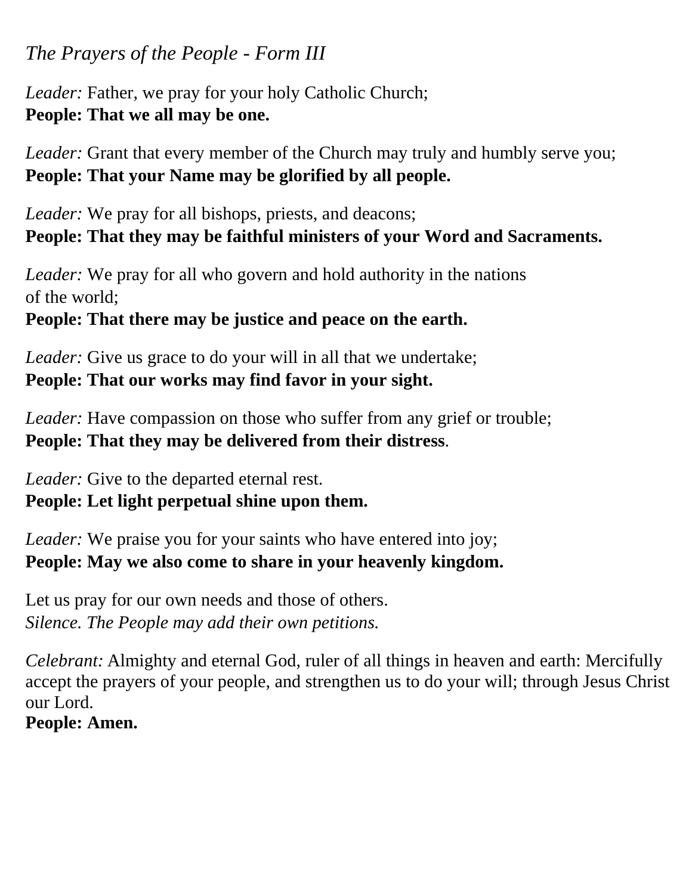*The Prayers of the People - Form III*

*Leader:* Father, we pray for your holy Catholic Church;
**People: That we all may be one.**

*Leader:* Grant that every member of the Church may truly and humbly serve you;
**People: That your Name may be glorified by all people.**

*Leader:* We pray for all bishops, priests, and deacons;
**People: That they may be faithful ministers of your Word and Sacraments.**

*Leader:* We pray for all who govern and hold authority in the nations of the world;
**People: That there may be justice and peace on the earth.**

*Leader:* Give us grace to do your will in all that we undertake;
**People: That our works may find favor in your sight.**

*Leader:* Have compassion on those who suffer from any grief or trouble;
**People: That they may be delivered from their distress**.

*Leader:* Give to the departed eternal rest.
**People: Let light perpetual shine upon them.**

*Leader:* We praise you for your saints who have entered into joy;
**People: May we also come to share in your heavenly kingdom.**

Let us pray for our own needs and those of others.
*Silence. The People may add their own petitions.*

*Celebrant:* Almighty and eternal God, ruler of all things in heaven and earth: Mercifully accept the prayers of your people, and strengthen us to do your will; through Jesus Christ our Lord.
**People: Amen.**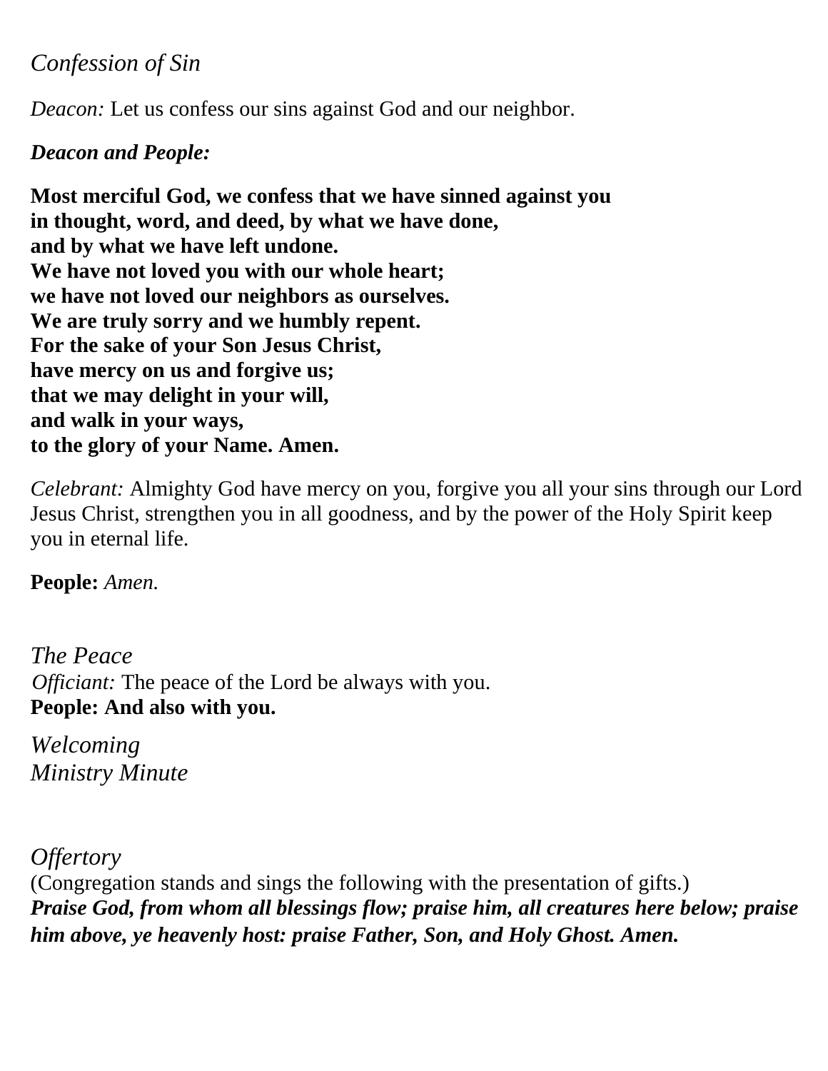*Confession of Sin*

*Deacon:* Let us confess our sins against God and our neighbor.

***Deacon and People:***

**Most merciful God, we confess that we have sinned against you**
**in thought, word, and deed, by what we have done,**
**and by what we have left undone.**
**We have not loved you with our whole heart;**
**we have not loved our neighbors as ourselves.**
**We are truly sorry and we humbly repent.**
**For the sake of your Son Jesus Christ,**
**have mercy on us and forgive us;**
**that we may delight in your will,**
**and walk in your ways,**
**to the glory of your Name. Amen.**

*Celebrant:* Almighty God have mercy on you, forgive you all your sins through our Lord Jesus Christ, strengthen you in all goodness, and by the power of the Holy Spirit keep you in eternal life.

**People:** *Amen.*

*The Peace*
*Officiant:* The peace of the Lord be always with you.
**People: And also with you.**

*Welcoming*
*Ministry Minute*

*Offertory*
(Congregation stands and sings the following with the presentation of gifts.)
***Praise God, from whom all blessings flow; praise him, all creatures here below; praise him above, ye heavenly host: praise Father, Son, and Holy Ghost. Amen.***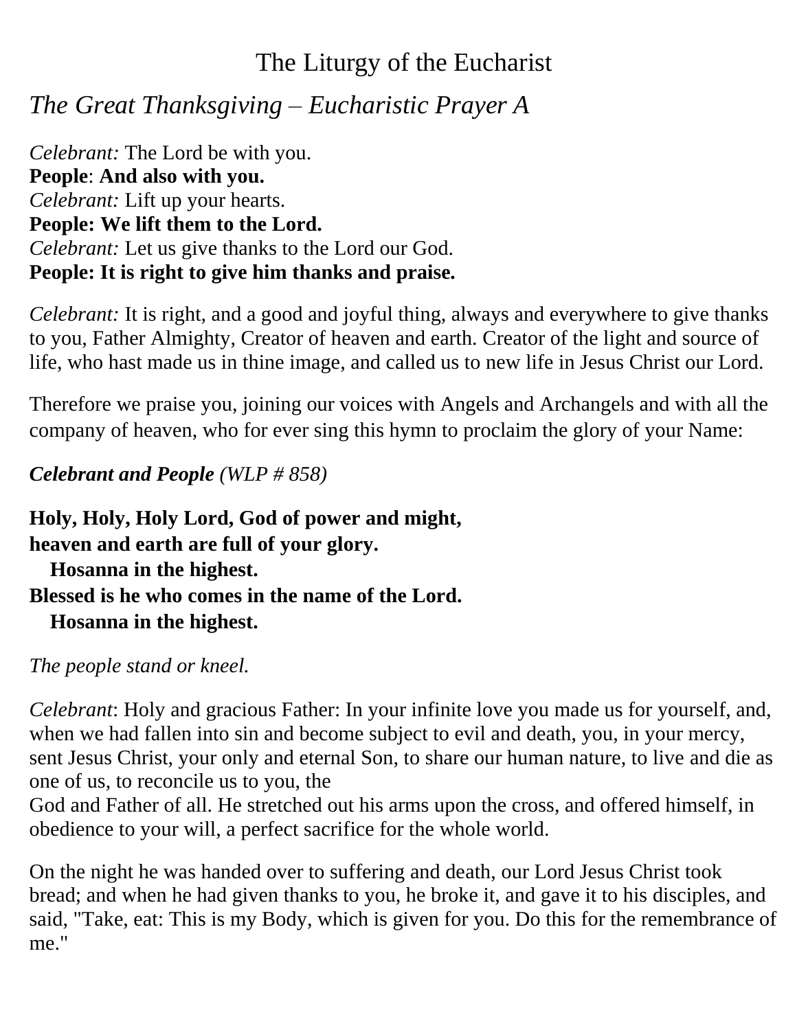# The Liturgy of the Eucharist

## *The Great Thanksgiving – Eucharistic Prayer A*

*Celebrant:* The Lord be with you.
**People**: **And also with you.**
*Celebrant:* Lift up your hearts.
**People: We lift them to the Lord.**
*Celebrant:* Let us give thanks to the Lord our God.
**People: It is right to give him thanks and praise.**

*Celebrant:* It is right, and a good and joyful thing, always and everywhere to give thanks to you, Father Almighty, Creator of heaven and earth. Creator of the light and source of life, who hast made us in thine image, and called us to new life in Jesus Christ our Lord.

Therefore we praise you, joining our voices with Angels and Archangels and with all the company of heaven, who for ever sing this hymn to proclaim the glory of your Name:

***Celebrant and People*** *(WLP # 858)*

**Holy, Holy, Holy Lord, God of power and might,**
**heaven and earth are full of your glory.**
**Hosanna in the highest.**
**Blessed is he who comes in the name of the Lord.**
**Hosanna in the highest.**

*The people stand or kneel.*

*Celebrant*: Holy and gracious Father: In your infinite love you made us for yourself, and, when we had fallen into sin and become subject to evil and death, you, in your mercy, sent Jesus Christ, your only and eternal Son, to share our human nature, to live and die as one of us, to reconcile us to you, the God and Father of all. He stretched out his arms upon the cross, and offered himself, in obedience to your will, a perfect sacrifice for the whole world.

On the night he was handed over to suffering and death, our Lord Jesus Christ took bread; and when he had given thanks to you, he broke it, and gave it to his disciples, and said, "Take, eat: This is my Body, which is given for you. Do this for the remembrance of me."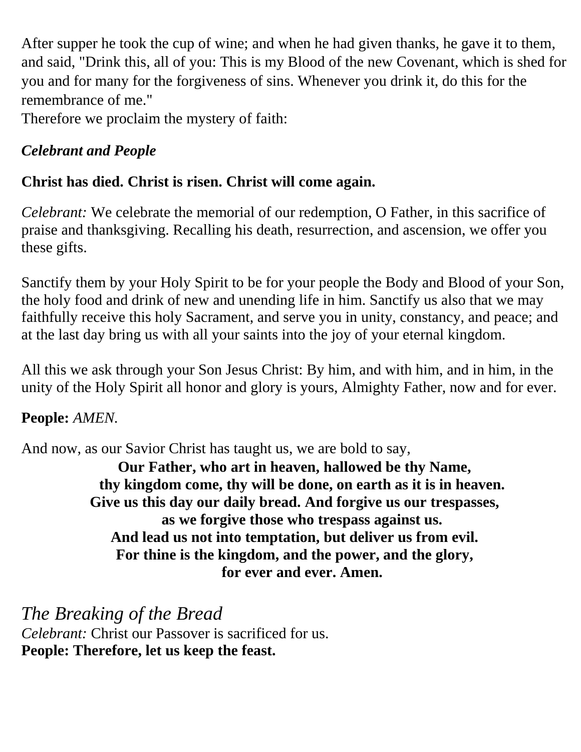After supper he took the cup of wine; and when he had given thanks, he gave it to them, and said, "Drink this, all of you: This is my Blood of the new Covenant, which is shed for you and for many for the forgiveness of sins. Whenever you drink it, do this for the remembrance of me."
Therefore we proclaim the mystery of faith:

***Celebrant and People***

**Christ has died. Christ is risen. Christ will come again.**

*Celebrant:* We celebrate the memorial of our redemption, O Father, in this sacrifice of praise and thanksgiving. Recalling his death, resurrection, and ascension, we offer you these gifts.

Sanctify them by your Holy Spirit to be for your people the Body and Blood of your Son, the holy food and drink of new and unending life in him. Sanctify us also that we may faithfully receive this holy Sacrament, and serve you in unity, constancy, and peace; and at the last day bring us with all your saints into the joy of your eternal kingdom.

All this we ask through your Son Jesus Christ: By him, and with him, and in him, in the unity of the Holy Spirit all honor and glory is yours, Almighty Father, now and for ever.

**People:** *AMEN.*

And now, as our Savior Christ has taught us, we are bold to say,

**Our Father, who art in heaven, hallowed be thy Name,
thy kingdom come, thy will be done, on earth as it is in heaven.
Give us this day our daily bread. And forgive us our trespasses,
as we forgive those who trespass against us.
And lead us not into temptation, but deliver us from evil.
For thine is the kingdom, and the power, and the glory,
for ever and ever. Amen.**

## *The Breaking of the Bread*

*Celebrant:* Christ our Passover is sacrificed for us.
**People: Therefore, let us keep the feast.**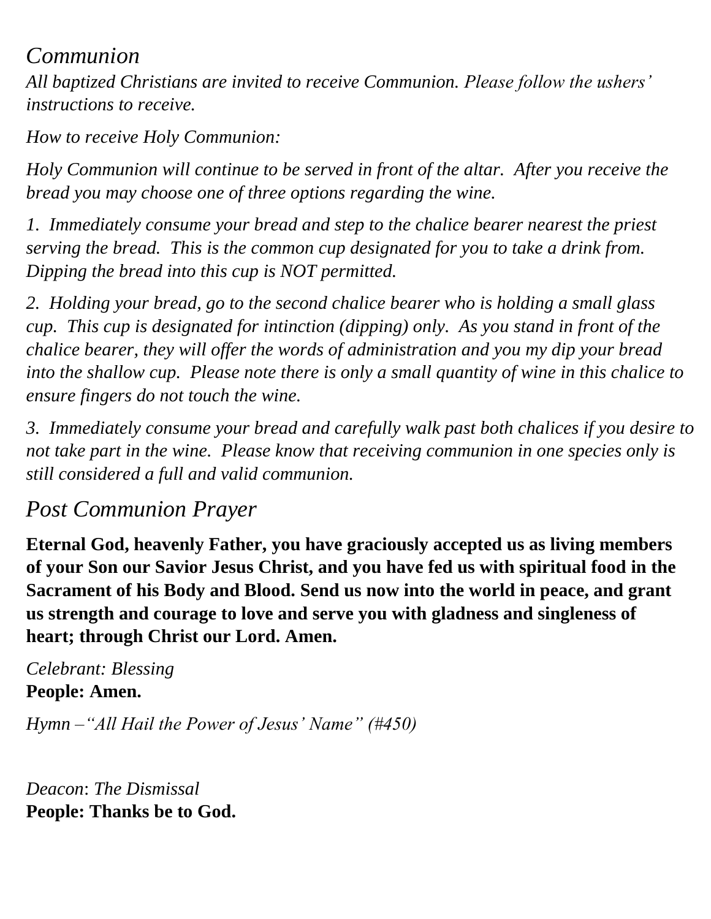## *Communion*

*All baptized Christians are invited to receive Communion. Please follow the ushers' instructions to receive.*

*How to receive Holy Communion:*

*Holy Communion will continue to be served in front of the altar. After you receive the bread you may choose one of three options regarding the wine.*

*1. Immediately consume your bread and step to the chalice bearer nearest the priest serving the bread. This is the common cup designated for you to take a drink from. Dipping the bread into this cup is NOT permitted.*

*2. Holding your bread, go to the second chalice bearer who is holding a small glass cup. This cup is designated for intinction (dipping) only. As you stand in front of the chalice bearer, they will offer the words of administration and you my dip your bread into the shallow cup. Please note there is only a small quantity of wine in this chalice to ensure fingers do not touch the wine.*

*3. Immediately consume your bread and carefully walk past both chalices if you desire to not take part in the wine. Please know that receiving communion in one species only is still considered a full and valid communion.*

## *Post Communion Prayer*

**Eternal God, heavenly Father, you have graciously accepted us as living members of your Son our Savior Jesus Christ, and you have fed us with spiritual food in the Sacrament of his Body and Blood. Send us now into the world in peace, and grant us strength and courage to love and serve you with gladness and singleness of heart; through Christ our Lord. Amen.**

*Celebrant: Blessing*
**People: Amen.**

*Hymn –"All Hail the Power of Jesus' Name" (#450)*

*Deacon*: *The Dismissal*
**People: Thanks be to God.**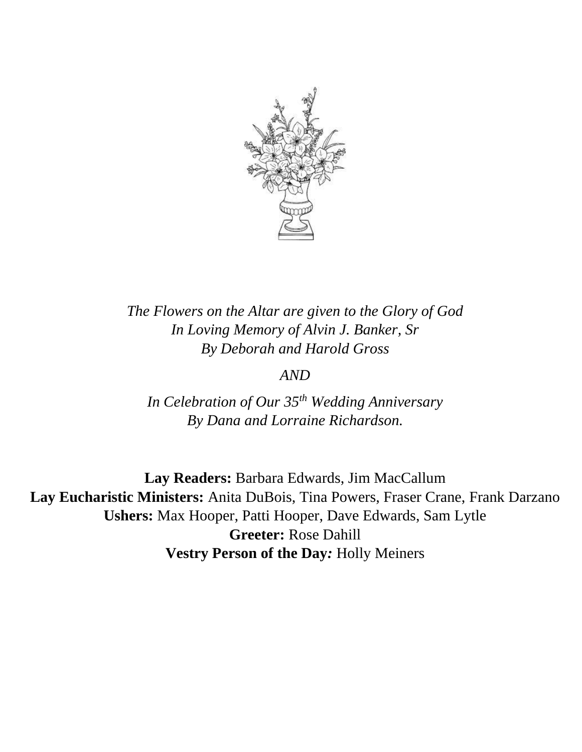*The Flowers on the Altar are given to the Glory of God*
*In Loving Memory of Alvin J. Banker, Sr*
*By Deborah and Harold Gross*

*AND*

*In Celebration of Our 35th Wedding Anniversary*
*By Dana and Lorraine Richardson.*

**Lay Readers:** Barbara Edwards, Jim MacCallum
**Lay Eucharistic Ministers:** Anita DuBois, Tina Powers, Fraser Crane, Frank Darzano
**Ushers:** Max Hooper, Patti Hooper, Dave Edwards, Sam Lytle
**Greeter:** Rose Dahill
**Vestry Person of the Day:** Holly Meiners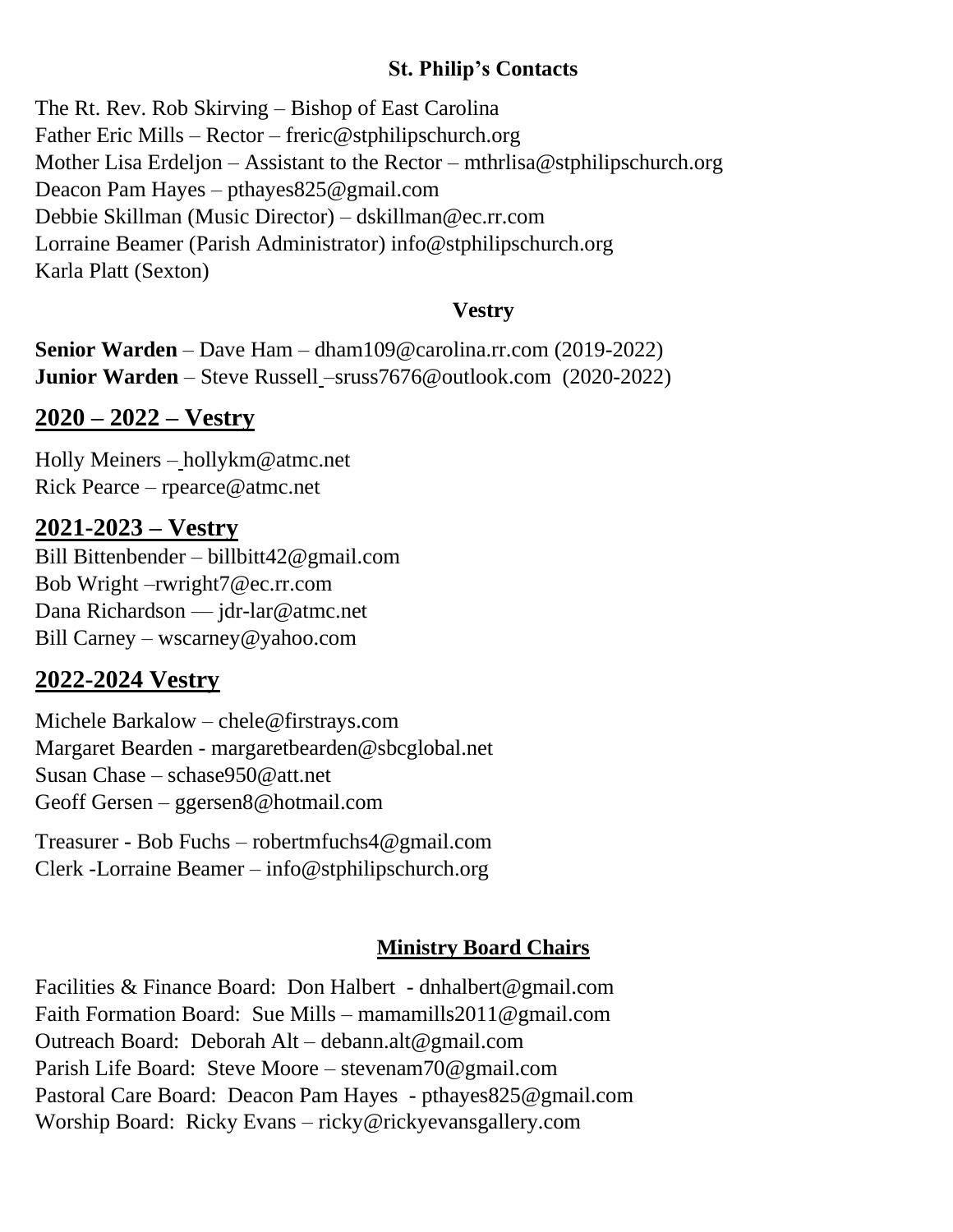### St. Philip's Contacts

The Rt. Rev. Rob Skirving – Bishop of East Carolina
Father Eric Mills – Rector – freric@stphilipschurch.org
Mother Lisa Erdeljon – Assistant to the Rector – mthrlisa@stphilipschurch.org
Deacon Pam Hayes – pthayes825@gmail.com
Debbie Skillman (Music Director) – dskillman@ec.rr.com
Lorraine Beamer (Parish Administrator) info@stphilipschurch.org
Karla Platt (Sexton)

### Vestry

**Senior Warden** – Dave Ham – dham109@carolina.rr.com (2019-2022)
**Junior Warden** – Steve Russell –sruss7676@outlook.com (2020-2022)

## 2020 – 2022 – Vestry

Holly Meiners – hollykm@atmc.net
Rick Pearce – rpearce@atmc.net

## 2021-2023 – Vestry

Bill Bittenbender – billbitt42@gmail.com
Bob Wright –rwright7@ec.rr.com
Dana Richardson — jdr-lar@atmc.net
Bill Carney – wscarney@yahoo.com

## 2022-2024 Vestry

Michele Barkalow – chele@firstrays.com
Margaret Bearden - margaretbearden@sbcglobal.net
Susan Chase – schase950@att.net
Geoff Gersen – ggersen8@hotmail.com

Treasurer - Bob Fuchs – robertmfuchs4@gmail.com
Clerk -Lorraine Beamer – info@stphilipschurch.org

### Ministry Board Chairs

Facilities & Finance Board: Don Halbert - dnhalbert@gmail.com
Faith Formation Board: Sue Mills – mamamills2011@gmail.com
Outreach Board: Deborah Alt – debann.alt@gmail.com
Parish Life Board: Steve Moore – stevenam70@gmail.com
Pastoral Care Board: Deacon Pam Hayes - pthayes825@gmail.com
Worship Board: Ricky Evans – ricky@rickyevansgallery.com